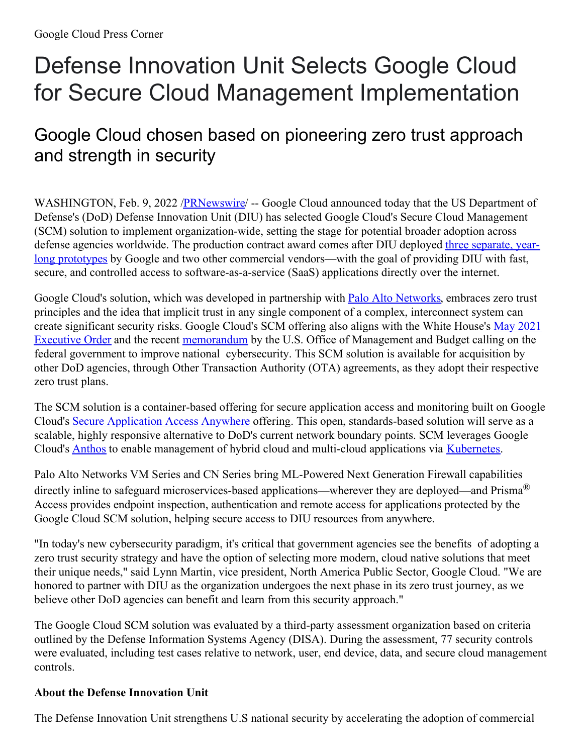Google Cloud Press Corner

# Defense Innovation Unit Selects Google Cloud for Secure Cloud Management Implementation

## Google Cloud chosen based on pioneering zero trust approach and strength in security

WASHINGTON, Feb. 9, 2022 /PRNewswire/ -- Google Cloud announced today that the US Department of Defense's (DoD) Defense Innovation Unit (DIU) has selected Google Cloud's Secure Cloud Management (SCM) solution to implement organization-wide, setting the stage for potential broader adoption across defense agencies worldwide. The production contract award comes after DIU deployed three separate, year-long prototypes by Google and two other commercial vendors—with the goal of providing DIU with fast, secure, and controlled access to software-as-a-service (SaaS) applications directly over the internet.

Google Cloud's solution, which was developed in partnership with Palo Alto Networks, embraces zero trust principles and the idea that implicit trust in any single component of a complex, interconnect system can create significant security risks. Google Cloud's SCM offering also aligns with the White House's May 2021 Executive Order and the recent memorandum by the U.S. Office of Management and Budget calling on the federal government to improve national cybersecurity. This SCM solution is available for acquisition by other DoD agencies, through Other Transaction Authority (OTA) agreements, as they adopt their respective zero trust plans.

The SCM solution is a container-based offering for secure application access and monitoring built on Google Cloud's Secure Application Access Anywhere offering. This open, standards-based solution will serve as a scalable, highly responsive alternative to DoD's current network boundary points. SCM leverages Google Cloud's Anthos to enable management of hybrid cloud and multi-cloud applications via Kubernetes.

Palo Alto Networks VM Series and CN Series bring ML-Powered Next Generation Firewall capabilities directly inline to safeguard microservices-based applications—wherever they are deployed—and Prisma® Access provides endpoint inspection, authentication and remote access for applications protected by the Google Cloud SCM solution, helping secure access to DIU resources from anywhere.

"In today's new cybersecurity paradigm, it's critical that government agencies see the benefits of adopting a zero trust security strategy and have the option of selecting more modern, cloud native solutions that meet their unique needs," said Lynn Martin, vice president, North America Public Sector, Google Cloud. "We are honored to partner with DIU as the organization undergoes the next phase in its zero trust journey, as we believe other DoD agencies can benefit and learn from this security approach."

The Google Cloud SCM solution was evaluated by a third-party assessment organization based on criteria outlined by the Defense Information Systems Agency (DISA). During the assessment, 77 security controls were evaluated, including test cases relative to network, user, end device, data, and secure cloud management controls.

**About the Defense Innovation Unit**

The Defense Innovation Unit strengthens U.S national security by accelerating the adoption of commercial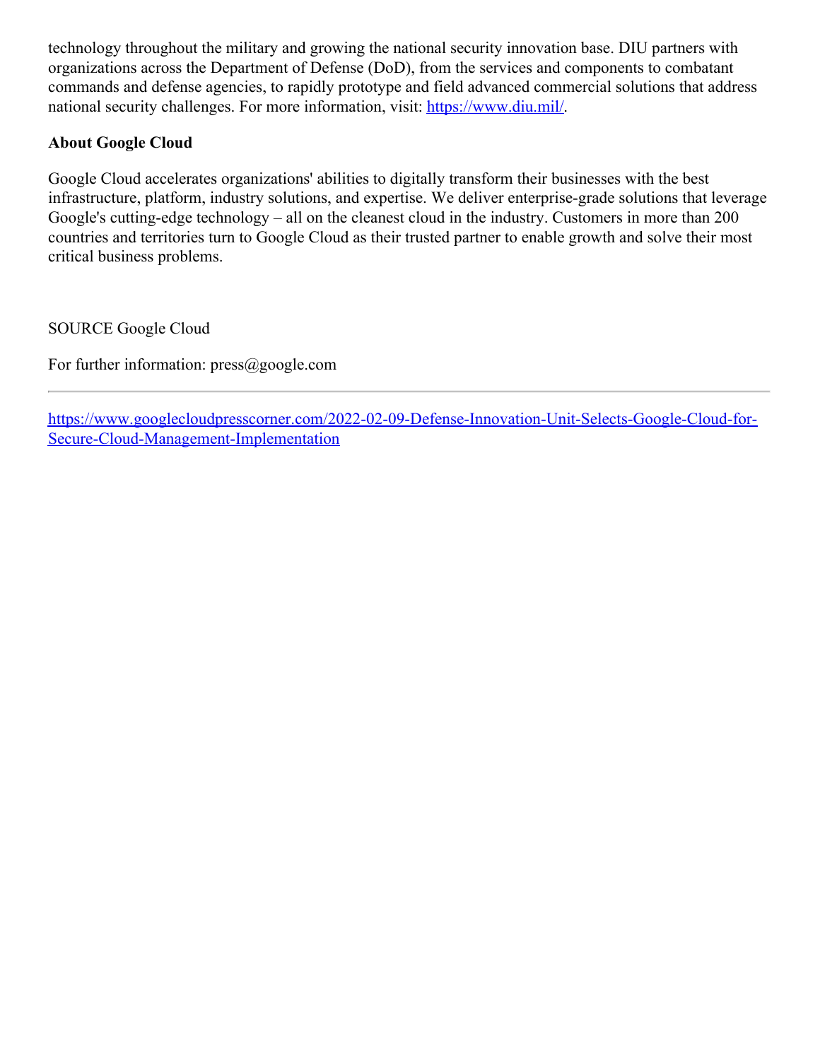technology throughout the military and growing the national security innovation base. DIU partners with organizations across the Department of Defense (DoD), from the services and components to combatant commands and defense agencies, to rapidly prototype and field advanced commercial solutions that address national security challenges. For more information, visit: https://www.diu.mil/.

**About Google Cloud**

Google Cloud accelerates organizations' abilities to digitally transform their businesses with the best infrastructure, platform, industry solutions, and expertise. We deliver enterprise-grade solutions that leverage Google's cutting-edge technology – all on the cleanest cloud in the industry. Customers in more than 200 countries and territories turn to Google Cloud as their trusted partner to enable growth and solve their most critical business problems.

SOURCE Google Cloud

For further information: press@google.com

---

https://www.googlecloudpresscorner.com/2022-02-09-Defense-Innovation-Unit-Selects-Google-Cloud-for-Secure-Cloud-Management-Implementation